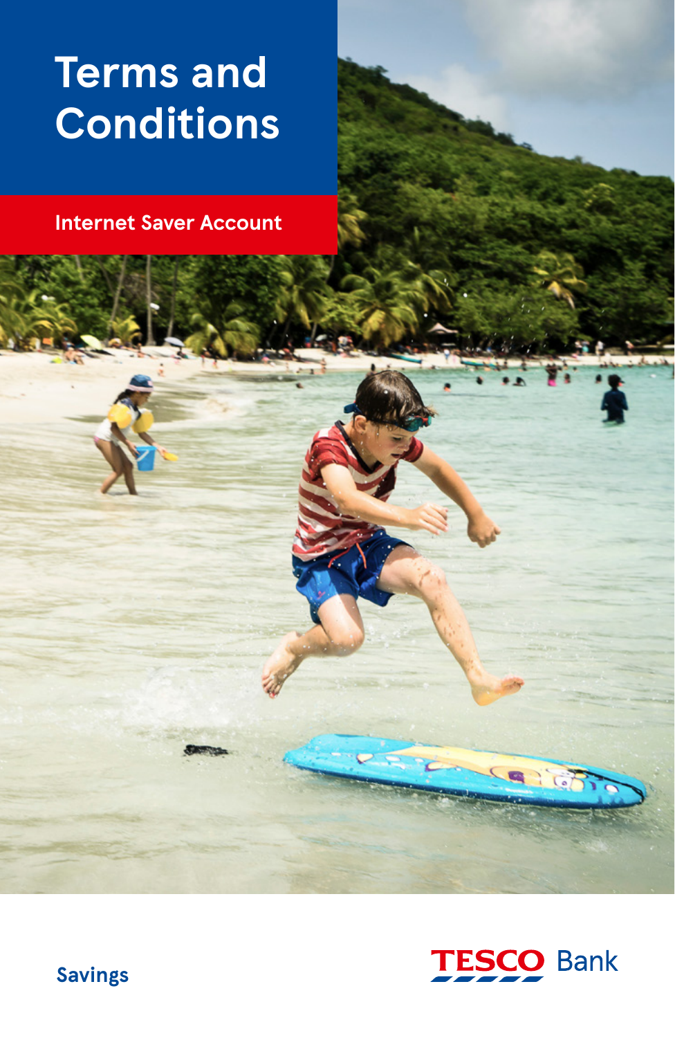# Terms and Conditions

## Internet Saver Account

Savings

TESCO Bank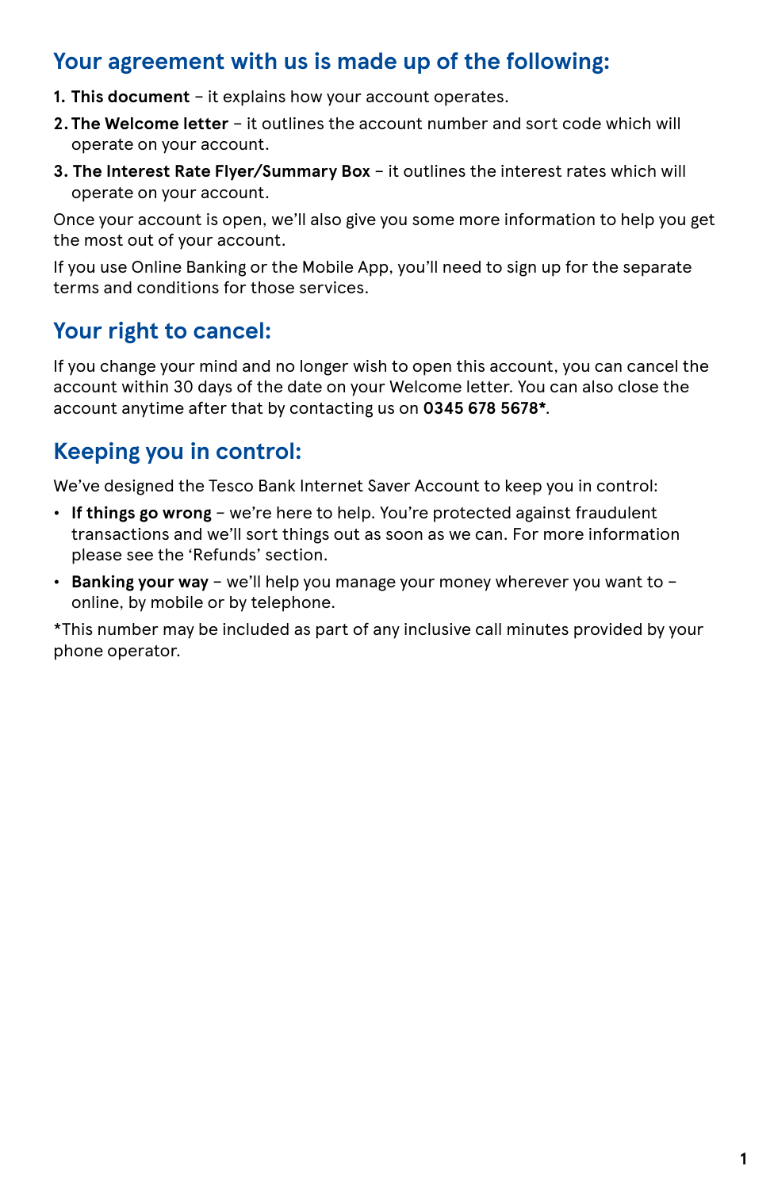## Your agreement with us is made up of the following:

1. **This document** – it explains how your account operates.
2. **The Welcome letter** – it outlines the account number and sort code which will operate on your account.
3. **The Interest Rate Flyer/Summary Box** – it outlines the interest rates which will operate on your account.

Once your account is open, we'll also give you some more information to help you get the most out of your account.

If you use Online Banking or the Mobile App, you'll need to sign up for the separate terms and conditions for those services.

## Your right to cancel:

If you change your mind and no longer wish to open this account, you can cancel the account within 30 days of the date on your Welcome letter. You can also close the account anytime after that by contacting us on **0345 678 5678***.

## Keeping you in control:

We've designed the Tesco Bank Internet Saver Account to keep you in control:

- **If things go wrong** – we're here to help. You're protected against fraudulent transactions and we'll sort things out as soon as we can. For more information please see the 'Refunds' section.
- **Banking your way** – we'll help you manage your money wherever you want to – online, by mobile or by telephone.

*This number may be included as part of any inclusive call minutes provided by your phone operator.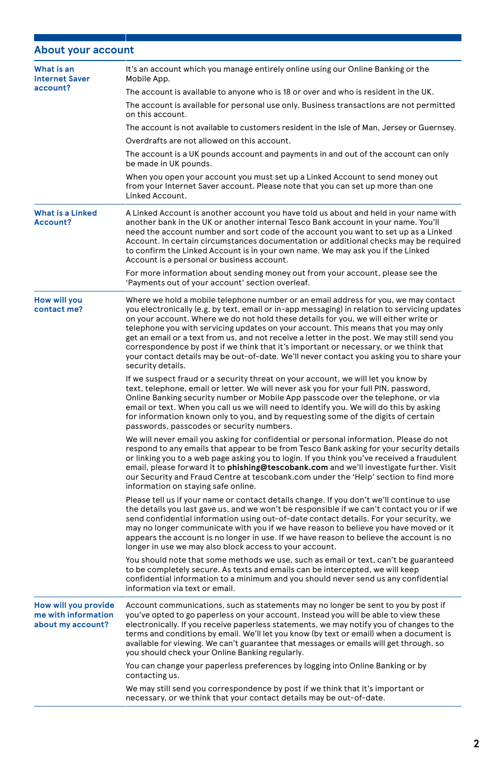## About your account

### What is an Internet Saver account?

It's an account which you manage entirely online using our Online Banking or the Mobile App.

The account is available to anyone who is 18 or over and who is resident in the UK.

The account is available for personal use only. Business transactions are not permitted on this account.

The account is not available to customers resident in the Isle of Man, Jersey or Guernsey.

Overdrafts are not allowed on this account.

The account is a UK pounds account and payments in and out of the account can only be made in UK pounds.

When you open your account you must set up a Linked Account to send money out from your Internet Saver account. Please note that you can set up more than one Linked Account.

### What is a Linked Account?

A Linked Account is another account you have told us about and held in your name with another bank in the UK or another internal Tesco Bank account in your name. You'll need the account number and sort code of the account you want to set up as a Linked Account. In certain circumstances documentation or additional checks may be required to confirm the Linked Account is in your own name. We may ask you if the Linked Account is a personal or business account.

For more information about sending money out from your account, please see the 'Payments out of your account' section overleaf.

### How will you contact me?

Where we hold a mobile telephone number or an email address for you, we may contact you electronically (e.g. by text, email or in-app messaging) in relation to servicing updates on your account. Where we do not hold these details for you, we will either write or telephone you with servicing updates on your account. This means that you may only get an email or a text from us, and not receive a letter in the post. We may still send you correspondence by post if we think that it's important or necessary, or we think that your contact details may be out-of-date. We'll never contact you asking you to share your security details.

If we suspect fraud or a security threat on your account, we will let you know by text, telephone, email or letter. We will never ask you for your full PIN, password, Online Banking security number or Mobile App passcode over the telephone, or via email or text. When you call us we will need to identify you. We will do this by asking for information known only to you, and by requesting some of the digits of certain passwords, passcodes or security numbers.

We will never email you asking for confidential or personal information. Please do not respond to any emails that appear to be from Tesco Bank asking for your security details or linking you to a web page asking you to login. If you think you've received a fraudulent email, please forward it to **phishing@tescobank.com** and we'll investigate further. Visit our Security and Fraud Centre at tescobank.com under the 'Help' section to find more information on staying safe online.

Please tell us if your name or contact details change. If you don't we'll continue to use the details you last gave us, and we won't be responsible if we can't contact you or if we send confidential information using out-of-date contact details. For your security, we may no longer communicate with you if we have reason to believe you have moved or it appears the account is no longer in use. If we have reason to believe the account is no longer in use we may also block access to your account.

You should note that some methods we use, such as email or text, can't be guaranteed to be completely secure. As texts and emails can be intercepted, we will keep confidential information to a minimum and you should never send us any confidential information via text or email.

### How will you provide me with information about my account?

Account communications, such as statements may no longer be sent to you by post if you've opted to go paperless on your account. Instead you will be able to view these electronically. If you receive paperless statements, we may notify you of changes to the terms and conditions by email. We'll let you know (by text or email) when a document is available for viewing. We can't guarantee that messages or emails will get through, so you should check your Online Banking regularly.

You can change your paperless preferences by logging into Online Banking or by contacting us.

We may still send you correspondence by post if we think that it's important or necessary, or we think that your contact details may be out-of-date.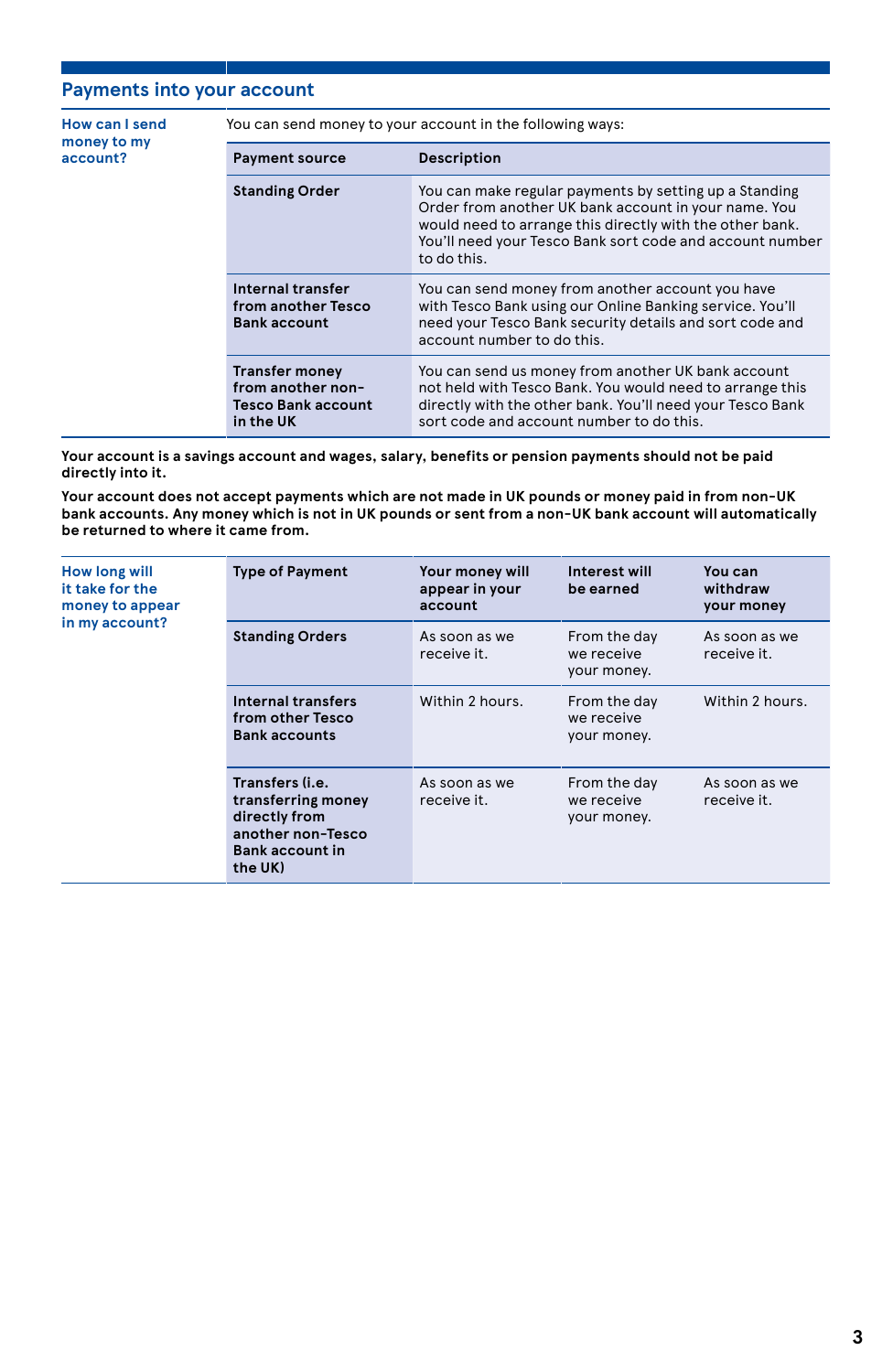## Payments into your account

### How can I send money to my account?

You can send money to your account in the following ways:

| Payment source | Description |
|---|---|
| **Standing Order** | You can make regular payments by setting up a Standing Order from another UK bank account in your name. You would need to arrange this directly with the other bank. You'll need your Tesco Bank sort code and account number to do this. |
| **Internal transfer from another Tesco Bank account** | You can send money from another account you have with Tesco Bank using our Online Banking service. You'll need your Tesco Bank security details and sort code and account number to do this. |
| **Transfer money from another non-Tesco Bank account in the UK** | You can send us money from another UK bank account not held with Tesco Bank. You would need to arrange this directly with the other bank. You'll need your Tesco Bank sort code and account number to do this. |

**Your account is a savings account and wages, salary, benefits or pension payments should not be paid directly into it.**

**Your account does not accept payments which are not made in UK pounds or money paid in from non-UK bank accounts. Any money which is not in UK pounds or sent from a non-UK bank account will automatically be returned to where it came from.**

### How long will it take for the money to appear in my account?

| Type of Payment | Your money will appear in your account | Interest will be earned | You can withdraw your money |
|---|---|---|---|
| **Standing Orders** | As soon as we receive it. | From the day we receive your money. | As soon as we receive it. |
| **Internal transfers from other Tesco Bank accounts** | Within 2 hours. | From the day we receive your money. | Within 2 hours. |
| **Transfers (i.e. transferring money directly from another non-Tesco Bank account in the UK)** | As soon as we receive it. | From the day we receive your money. | As soon as we receive it. |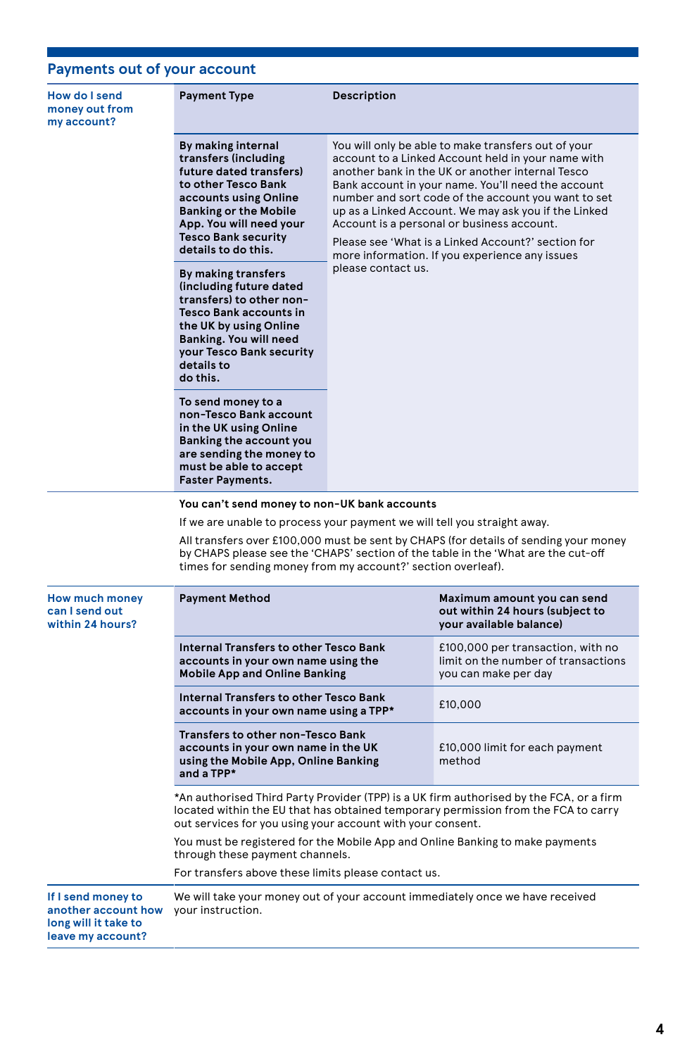## Payments out of your account

**How do I send money out from my account?**

| Payment Type | Description |
|---|---|
| **By making internal transfers (including future dated transfers) to other Tesco Bank accounts using Online Banking or the Mobile App. You will need your Tesco Bank security details to do this.** | You will only be able to make transfers out of your account to a Linked Account held in your name with another bank in the UK or another internal Tesco Bank account in your name. You'll need the account number and sort code of the account you want to set up as a Linked Account. We may ask you if the Linked Account is a personal or business account.<br>Please see 'What is a Linked Account?' section for more information. If you experience any issues please contact us. |
| **By making transfers (including future dated transfers) to other non-Tesco Bank accounts in the UK by using Online Banking. You will need your Tesco Bank security details to do this.** | |
| **To send money to a non-Tesco Bank account in the UK using Online Banking the account you are sending the money to must be able to accept Faster Payments.** | |

**You can't send money to non-UK bank accounts**

If we are unable to process your payment we will tell you straight away.

All transfers over £100,000 must be sent by CHAPS (for details of sending your money by CHAPS please see the 'CHAPS' section of the table in the 'What are the cut-off times for sending money from my account?' section overleaf).

**How much money can I send out within 24 hours?**

| Payment Method | Maximum amount you can send out within 24 hours (subject to your available balance) |
|---|---|
| **Internal Transfers to other Tesco Bank accounts in your own name using the Mobile App and Online Banking** | £100,000 per transaction, with no limit on the number of transactions you can make per day |
| **Internal Transfers to other Tesco Bank accounts in your own name using a TPP*** | £10,000 |
| **Transfers to other non-Tesco Bank accounts in your own name in the UK using the Mobile App, Online Banking and a TPP*** | £10,000 limit for each payment method |

*An authorised Third Party Provider (TPP) is a UK firm authorised by the FCA, or a firm located within the EU that has obtained temporary permission from the FCA to carry out services for you using your account with your consent.

You must be registered for the Mobile App and Online Banking to make payments through these payment channels.

For transfers above these limits please contact us.

**If I send money to another account how long will it take to leave my account?**

We will take your money out of your account immediately once we have received your instruction.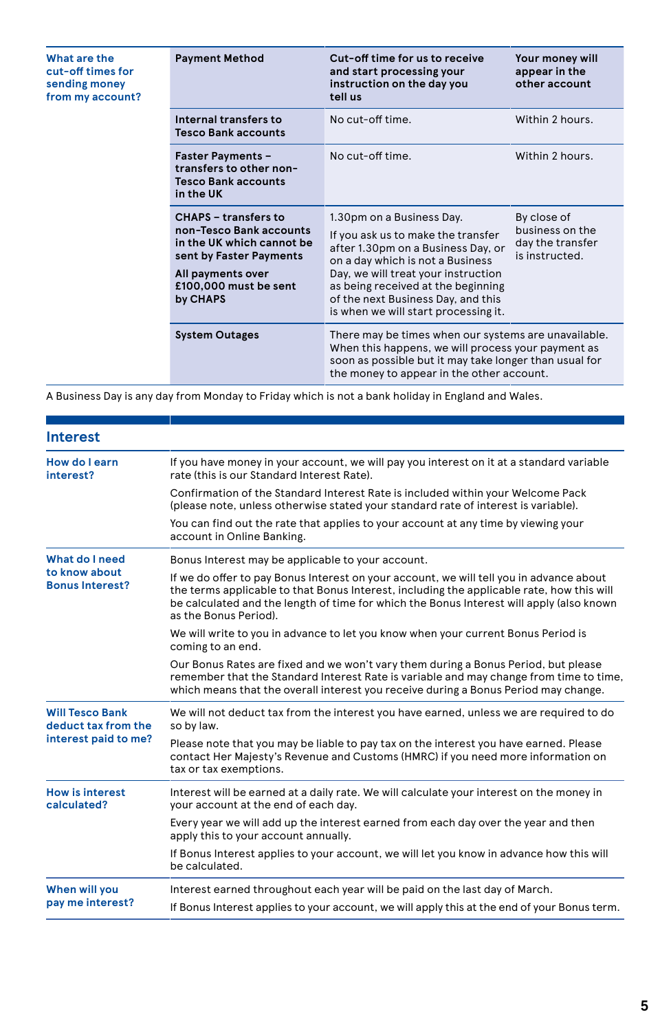| What are the cut-off times for sending money from my account? | Payment Method | Cut-off time for us to receive and start processing your instruction on the day you tell us | Your money will appear in the other account |
|---|---|---|---|
| | Internal transfers to Tesco Bank accounts | No cut-off time. | Within 2 hours. |
| | Faster Payments – transfers to other non-Tesco Bank accounts in the UK | No cut-off time. | Within 2 hours. |
| | CHAPS – transfers to non-Tesco Bank accounts in the UK which cannot be sent by Faster Payments<br><br>All payments over £100,000 must be sent by CHAPS | 1.30pm on a Business Day.<br><br>If you ask us to make the transfer after 1.30pm on a Business Day, or on a day which is not a Business Day, we will treat your instruction as being received at the beginning of the next Business Day, and this is when we will start processing it. | By close of business on the day the transfer is instructed. |
| | System Outages | There may be times when our systems are unavailable. When this happens, we will process your payment as soon as possible but it may take longer than usual for the money to appear in the other account. | |

A Business Day is any day from Monday to Friday which is not a bank holiday in England and Wales.

## Interest

| | |
|---|---|
| **How do I earn interest?** | If you have money in your account, we will pay you interest on it at a standard variable rate (this is our Standard Interest Rate).<br><br>Confirmation of the Standard Interest Rate is included within your Welcome Pack (please note, unless otherwise stated your standard rate of interest is variable).<br><br>You can find out the rate that applies to your account at any time by viewing your account in Online Banking. |
| **What do I need to know about Bonus Interest?** | Bonus Interest may be applicable to your account.<br><br>If we do offer to pay Bonus Interest on your account, we will tell you in advance about the terms applicable to that Bonus Interest, including the applicable rate, how this will be calculated and the length of time for which the Bonus Interest will apply (also known as the Bonus Period).<br><br>We will write to you in advance to let you know when your current Bonus Period is coming to an end.<br><br>Our Bonus Rates are fixed and we won't vary them during a Bonus Period, but please remember that the Standard Interest Rate is variable and may change from time to time, which means that the overall interest you receive during a Bonus Period may change. |
| **Will Tesco Bank deduct tax from the interest paid to me?** | We will not deduct tax from the interest you have earned, unless we are required to do so by law.<br><br>Please note that you may be liable to pay tax on the interest you have earned. Please contact Her Majesty's Revenue and Customs (HMRC) if you need more information on tax or tax exemptions. |
| **How is interest calculated?** | Interest will be earned at a daily rate. We will calculate your interest on the money in your account at the end of each day.<br><br>Every year we will add up the interest earned from each day over the year and then apply this to your account annually.<br><br>If Bonus Interest applies to your account, we will let you know in advance how this will be calculated. |
| **When will you pay me interest?** | Interest earned throughout each year will be paid on the last day of March.<br><br>If Bonus Interest applies to your account, we will apply this at the end of your Bonus term. |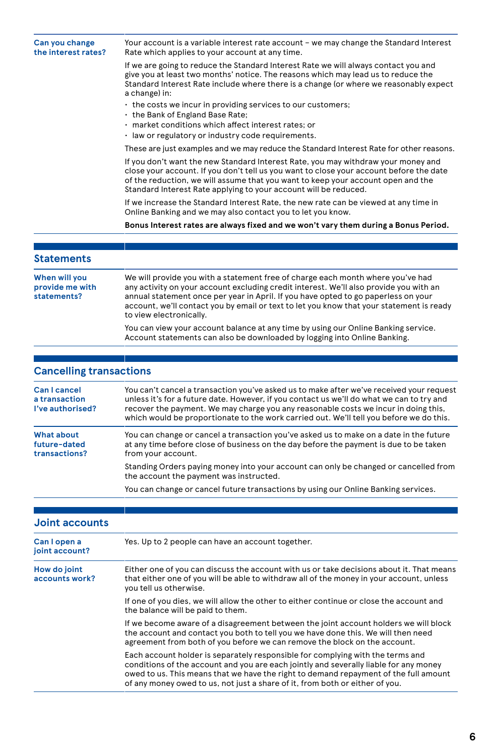| | |
|---|---|
| **Can you change the interest rates?** | Your account is a variable interest rate account – we may change the Standard Interest Rate which applies to your account at any time.<br><br>If we are going to reduce the Standard Interest Rate we will always contact you and give you at least two months' notice. The reasons which may lead us to reduce the Standard Interest Rate include where there is a change (or where we reasonably expect a change) in:<br>· the costs we incur in providing services to our customers;<br>· the Bank of England Base Rate;<br>· market conditions which affect interest rates; or<br>· law or regulatory or industry code requirements.<br><br>These are just examples and we may reduce the Standard Interest Rate for other reasons.<br><br>If you don't want the new Standard Interest Rate, you may withdraw your money and close your account. If you don't tell us you want to close your account before the date of the reduction, we will assume that you want to keep your account open and the Standard Interest Rate applying to your account will be reduced.<br><br>If we increase the Standard Interest Rate, the new rate can be viewed at any time in Online Banking and we may also contact you to let you know.<br><br>**Bonus Interest rates are always fixed and we won't vary them during a Bonus Period.** |

## Statements

| | |
|---|---|
| **When will you provide me with statements?** | We will provide you with a statement free of charge each month where you've had any activity on your account excluding credit interest. We'll also provide you with an annual statement once per year in April. If you have opted to go paperless on your account, we'll contact you by email or text to let you know that your statement is ready to view electronically.<br><br>You can view your account balance at any time by using our Online Banking service. Account statements can also be downloaded by logging into Online Banking. |

## Cancelling transactions

| | |
|---|---|
| **Can I cancel a transaction I've authorised?** | You can't cancel a transaction you've asked us to make after we've received your request unless it's for a future date. However, if you contact us we'll do what we can to try and recover the payment. We may charge you any reasonable costs we incur in doing this, which would be proportionate to the work carried out. We'll tell you before we do this. |
| **What about future-dated transactions?** | You can change or cancel a transaction you've asked us to make on a date in the future at any time before close of business on the day before the payment is due to be taken from your account.<br><br>Standing Orders paying money into your account can only be changed or cancelled from the account the payment was instructed.<br><br>You can change or cancel future transactions by using our Online Banking services. |

## Joint accounts

| | |
|---|---|
| **Can I open a joint account?** | Yes. Up to 2 people can have an account together. |
| **How do joint accounts work?** | Either one of you can discuss the account with us or take decisions about it. That means that either one of you will be able to withdraw all of the money in your account, unless you tell us otherwise.<br><br>If one of you dies, we will allow the other to either continue or close the account and the balance will be paid to them.<br><br>If we become aware of a disagreement between the joint account holders we will block the account and contact you both to tell you we have done this. We will then need agreement from both of you before we can remove the block on the account.<br><br>Each account holder is separately responsible for complying with the terms and conditions of the account and you are each jointly and severally liable for any money owed to us. This means that we have the right to demand repayment of the full amount of any money owed to us, not just a share of it, from both or either of you. |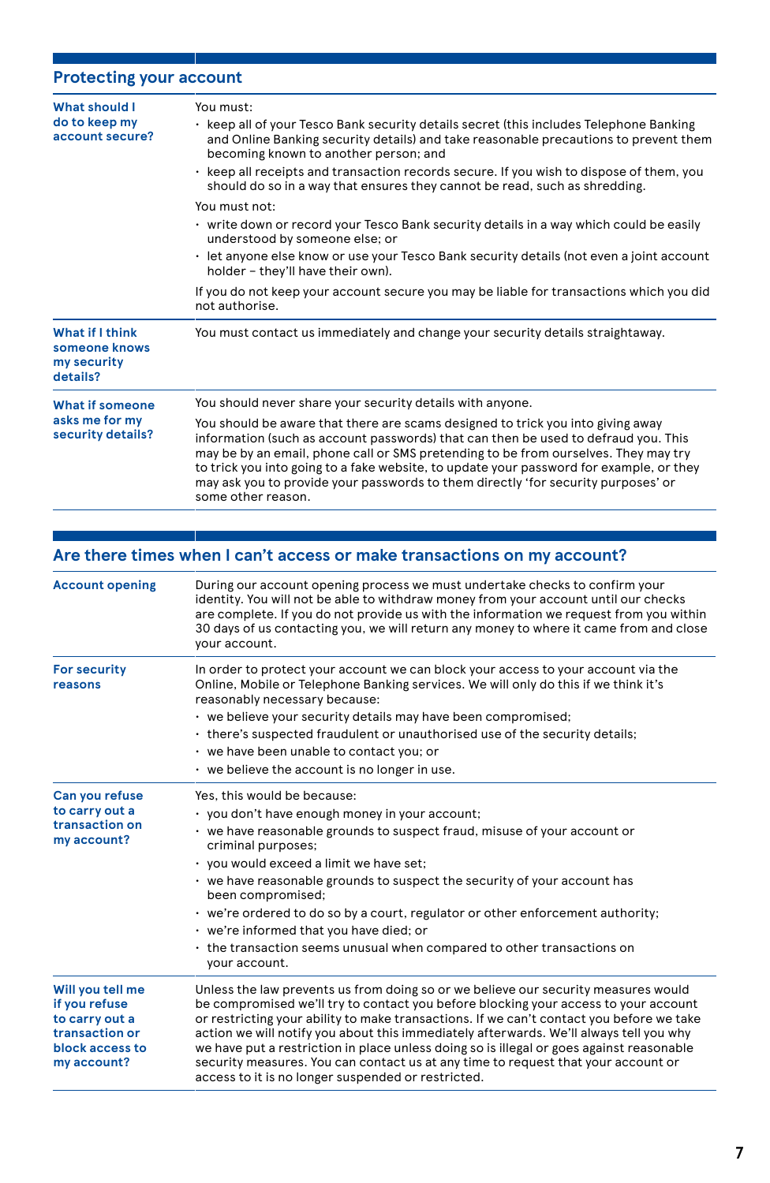## Protecting your account

### What should I do to keep my account secure?

You must:

- keep all of your Tesco Bank security details secret (this includes Telephone Banking and Online Banking security details) and take reasonable precautions to prevent them becoming known to another person; and
- keep all receipts and transaction records secure. If you wish to dispose of them, you should do so in a way that ensures they cannot be read, such as shredding.

You must not:

- write down or record your Tesco Bank security details in a way which could be easily understood by someone else; or
- let anyone else know or use your Tesco Bank security details (not even a joint account holder – they'll have their own).

If you do not keep your account secure you may be liable for transactions which you did not authorise.

### What if I think someone knows my security details?

You must contact us immediately and change your security details straightaway.

### What if someone asks me for my security details?

You should never share your security details with anyone.

You should be aware that there are scams designed to trick you into giving away information (such as account passwords) that can then be used to defraud you. This may be by an email, phone call or SMS pretending to be from ourselves. They may try to trick you into going to a fake website, to update your password for example, or they may ask you to provide your passwords to them directly 'for security purposes' or some other reason.

## Are there times when I can't access or make transactions on my account?

### Account opening

During our account opening process we must undertake checks to confirm your identity. You will not be able to withdraw money from your account until our checks are complete. If you do not provide us with the information we request from you within 30 days of us contacting you, we will return any money to where it came from and close your account.

### For security reasons

In order to protect your account we can block your access to your account via the Online, Mobile or Telephone Banking services. We will only do this if we think it's reasonably necessary because:

- we believe your security details may have been compromised;
- there's suspected fraudulent or unauthorised use of the security details;
- we have been unable to contact you; or
- we believe the account is no longer in use.

### Can you refuse to carry out a transaction on my account?

Yes, this would be because:

- you don't have enough money in your account;
- we have reasonable grounds to suspect fraud, misuse of your account or criminal purposes;
- you would exceed a limit we have set;
- we have reasonable grounds to suspect the security of your account has been compromised;
- we're ordered to do so by a court, regulator or other enforcement authority;
- we're informed that you have died; or
- the transaction seems unusual when compared to other transactions on your account.

### Will you tell me if you refuse to carry out a transaction or block access to my account?

Unless the law prevents us from doing so or we believe our security measures would be compromised we'll try to contact you before blocking your access to your account or restricting your ability to make transactions. If we can't contact you before we take action we will notify you about this immediately afterwards. We'll always tell you why we have put a restriction in place unless doing so is illegal or goes against reasonable security measures. You can contact us at any time to request that your account or access to it is no longer suspended or restricted.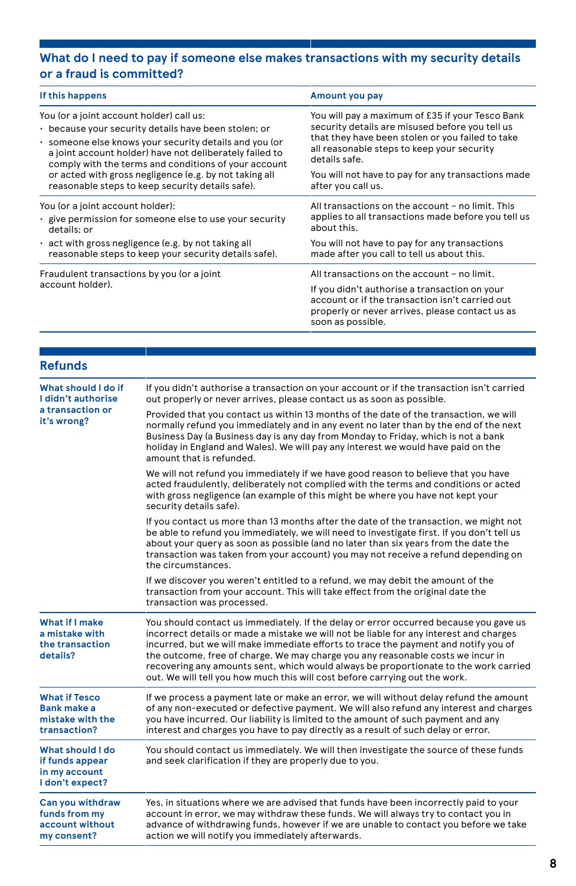## What do I need to pay if someone else makes transactions with my security details or a fraud is committed?

| If this happens | Amount you pay |
| --- | --- |
| You (or a joint account holder) call us:<br>• because your security details have been stolen; or<br>• someone else knows your security details and you (or a joint account holder) have not deliberately failed to comply with the terms and conditions of your account or acted with gross negligence (e.g. by not taking all reasonable steps to keep security details safe). | You will pay a maximum of £35 if your Tesco Bank security details are misused before you tell us that they have been stolen or you failed to take all reasonable steps to keep your security details safe.<br><br>You will not have to pay for any transactions made after you call us. |
| You (or a joint account holder):<br>• give permission for someone else to use your security details; or<br>• act with gross negligence (e.g. by not taking all reasonable steps to keep your security details safe). | All transactions on the account – no limit. This applies to all transactions made before you tell us about this.<br><br>You will not have to pay for any transactions made after you call to tell us about this. |
| Fraudulent transactions by you (or a joint account holder). | All transactions on the account – no limit.<br><br>If you didn't authorise a transaction on your account or if the transaction isn't carried out properly or never arrives, please contact us as soon as possible. |

## Refunds

| | |
| --- | --- |
| **What should I do if I didn't authorise a transaction or it's wrong?** | If you didn't authorise a transaction on your account or if the transaction isn't carried out properly or never arrives, please contact us as soon as possible.<br><br>Provided that you contact us within 13 months of the date of the transaction, we will normally refund you immediately and in any event no later than by the end of the next Business Day (a Business day is any day from Monday to Friday, which is not a bank holiday in England and Wales). We will pay any interest we would have paid on the amount that is refunded.<br><br>We will not refund you immediately if we have good reason to believe that you have acted fraudulently, deliberately not complied with the terms and conditions or acted with gross negligence (an example of this might be where you have not kept your security details safe).<br><br>If you contact us more than 13 months after the date of the transaction, we might not be able to refund you immediately, we will need to investigate first. If you don't tell us about your query as soon as possible (and no later than six years from the date the transaction was taken from your account) you may not receive a refund depending on the circumstances.<br><br>If we discover you weren't entitled to a refund, we may debit the amount of the transaction from your account. This will take effect from the original date the transaction was processed. |
| **What if I make a mistake with the transaction details?** | You should contact us immediately. If the delay or error occurred because you gave us incorrect details or made a mistake we will not be liable for any interest and charges incurred, but we will make immediate efforts to trace the payment and notify you of the outcome, free of charge. We may charge you any reasonable costs we incur in recovering any amounts sent, which would always be proportionate to the work carried out. We will tell you how much this will cost before carrying out the work. |
| **What if Tesco Bank make a mistake with the transaction?** | If we process a payment late or make an error, we will without delay refund the amount of any non-executed or defective payment. We will also refund any interest and charges you have incurred. Our liability is limited to the amount of such payment and any interest and charges you have to pay directly as a result of such delay or error. |
| **What should I do if funds appear in my account I don't expect?** | You should contact us immediately. We will then investigate the source of these funds and seek clarification if they are properly due to you. |
| **Can you withdraw funds from my account without my consent?** | Yes, in situations where we are advised that funds have been incorrectly paid to your account in error, we may withdraw these funds. We will always try to contact you in advance of withdrawing funds, however if we are unable to contact you before we take action we will notify you immediately afterwards. |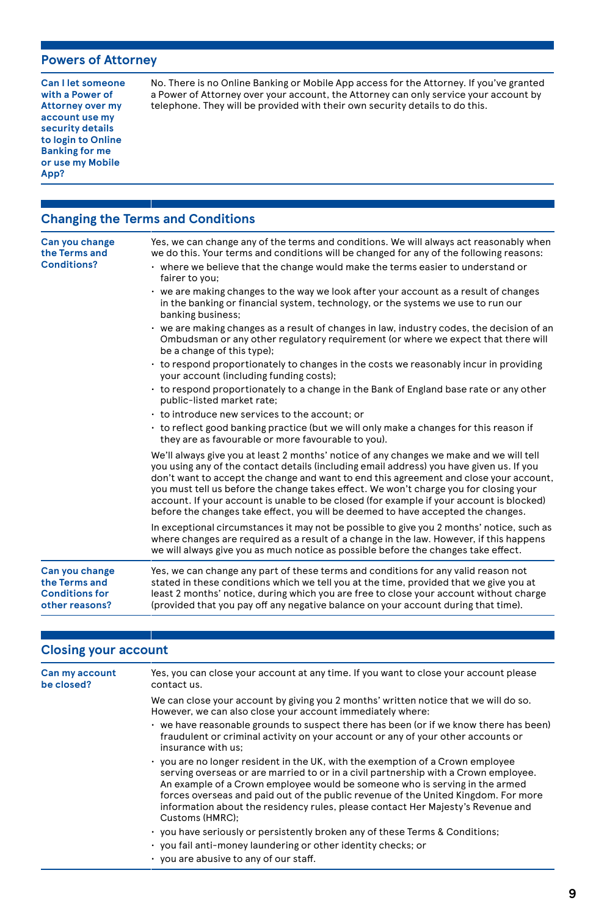## Powers of Attorney

**Can I let someone with a Power of Attorney over my account use my security details to login to Online Banking for me or use my Mobile App?**

No. There is no Online Banking or Mobile App access for the Attorney. If you've granted a Power of Attorney over your account, the Attorney can only service your account by telephone. They will be provided with their own security details to do this.

## Changing the Terms and Conditions

**Can you change the Terms and Conditions?**

Yes, we can change any of the terms and conditions. We will always act reasonably when we do this. Your terms and conditions will be changed for any of the following reasons:

- where we believe that the change would make the terms easier to understand or fairer to you;
- we are making changes to the way we look after your account as a result of changes in the banking or financial system, technology, or the systems we use to run our banking business;
- we are making changes as a result of changes in law, industry codes, the decision of an Ombudsman or any other regulatory requirement (or where we expect that there will be a change of this type);
- to respond proportionately to changes in the costs we reasonably incur in providing your account (including funding costs);
- to respond proportionately to a change in the Bank of England base rate or any other public-listed market rate;
- to introduce new services to the account; or
- to reflect good banking practice (but we will only make a changes for this reason if they are as favourable or more favourable to you).

We'll always give you at least 2 months' notice of any changes we make and we will tell you using any of the contact details (including email address) you have given us. If you don't want to accept the change and want to end this agreement and close your account, you must tell us before the change takes effect. We won't charge you for closing your account. If your account is unable to be closed (for example if your account is blocked) before the changes take effect, you will be deemed to have accepted the changes.

In exceptional circumstances it may not be possible to give you 2 months' notice, such as where changes are required as a result of a change in the law. However, if this happens we will always give you as much notice as possible before the changes take effect.

**Can you change the Terms and Conditions for other reasons?**

Yes, we can change any part of these terms and conditions for any valid reason not stated in these conditions which we tell you at the time, provided that we give you at least 2 months' notice, during which you are free to close your account without charge (provided that you pay off any negative balance on your account during that time).

## Closing your account

**Can my account be closed?**

Yes, you can close your account at any time. If you want to close your account please contact us.

We can close your account by giving you 2 months' written notice that we will do so. However, we can also close your account immediately where:

- we have reasonable grounds to suspect there has been (or if we know there has been) fraudulent or criminal activity on your account or any of your other accounts or insurance with us;
- you are no longer resident in the UK, with the exemption of a Crown employee serving overseas or are married to or in a civil partnership with a Crown employee. An example of a Crown employee would be someone who is serving in the armed forces overseas and paid out of the public revenue of the United Kingdom. For more information about the residency rules, please contact Her Majesty's Revenue and Customs (HMRC);
- you have seriously or persistently broken any of these Terms & Conditions;
- you fail anti-money laundering or other identity checks; or
- you are abusive to any of our staff.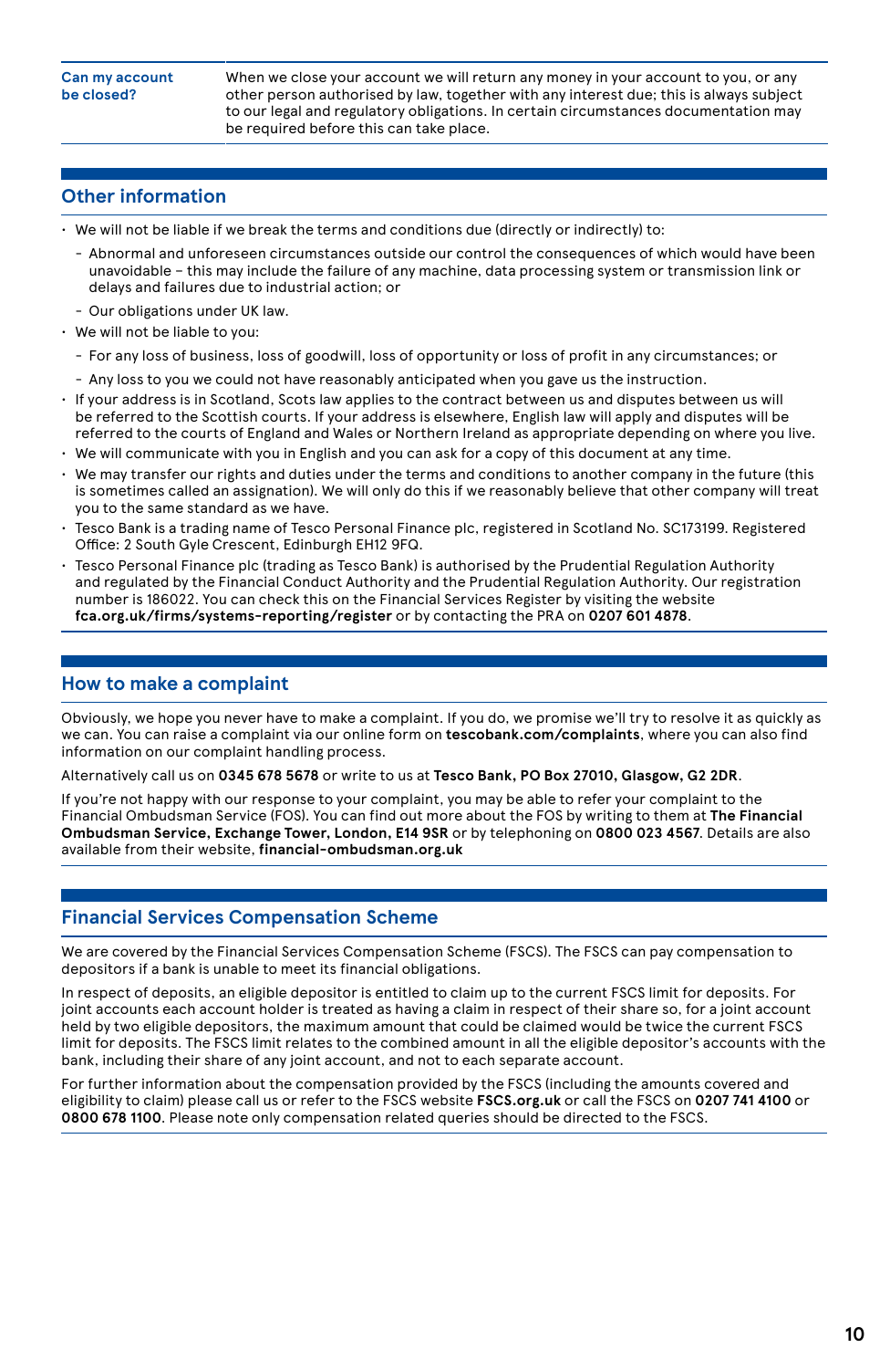| Can my account be closed? | When we close your account we will return any money in your account to you, or any other person authorised by law, together with any interest due; this is always subject to our legal and regulatory obligations. In certain circumstances documentation may be required before this can take place. |
|---|---|

## Other information

- We will not be liable if we break the terms and conditions due (directly or indirectly) to:
  - Abnormal and unforeseen circumstances outside our control the consequences of which would have been unavoidable – this may include the failure of any machine, data processing system or transmission link or delays and failures due to industrial action; or
  - Our obligations under UK law.
- We will not be liable to you:
  - For any loss of business, loss of goodwill, loss of opportunity or loss of profit in any circumstances; or
  - Any loss to you we could not have reasonably anticipated when you gave us the instruction.
- If your address is in Scotland, Scots law applies to the contract between us and disputes between us will be referred to the Scottish courts. If your address is elsewhere, English law will apply and disputes will be referred to the courts of England and Wales or Northern Ireland as appropriate depending on where you live.
- We will communicate with you in English and you can ask for a copy of this document at any time.
- We may transfer our rights and duties under the terms and conditions to another company in the future (this is sometimes called an assignation). We will only do this if we reasonably believe that other company will treat you to the same standard as we have.
- Tesco Bank is a trading name of Tesco Personal Finance plc, registered in Scotland No. SC173199. Registered Office: 2 South Gyle Crescent, Edinburgh EH12 9FQ.
- Tesco Personal Finance plc (trading as Tesco Bank) is authorised by the Prudential Regulation Authority and regulated by the Financial Conduct Authority and the Prudential Regulation Authority. Our registration number is 186022. You can check this on the Financial Services Register by visiting the website **fca.org.uk/firms/systems-reporting/register** or by contacting the PRA on **0207 601 4878**.

## How to make a complaint

Obviously, we hope you never have to make a complaint. If you do, we promise we'll try to resolve it as quickly as we can. You can raise a complaint via our online form on **tescobank.com/complaints**, where you can also find information on our complaint handling process.

Alternatively call us on **0345 678 5678** or write to us at **Tesco Bank, PO Box 27010, Glasgow, G2 2DR**.

If you're not happy with our response to your complaint, you may be able to refer your complaint to the Financial Ombudsman Service (FOS). You can find out more about the FOS by writing to them at **The Financial Ombudsman Service, Exchange Tower, London, E14 9SR** or by telephoning on **0800 023 4567**. Details are also available from their website, **financial-ombudsman.org.uk**

## Financial Services Compensation Scheme

We are covered by the Financial Services Compensation Scheme (FSCS). The FSCS can pay compensation to depositors if a bank is unable to meet its financial obligations.

In respect of deposits, an eligible depositor is entitled to claim up to the current FSCS limit for deposits. For joint accounts each account holder is treated as having a claim in respect of their share so, for a joint account held by two eligible depositors, the maximum amount that could be claimed would be twice the current FSCS limit for deposits. The FSCS limit relates to the combined amount in all the eligible depositor's accounts with the bank, including their share of any joint account, and not to each separate account.

For further information about the compensation provided by the FSCS (including the amounts covered and eligibility to claim) please call us or refer to the FSCS website **FSCS.org.uk** or call the FSCS on **0207 741 4100** or **0800 678 1100**. Please note only compensation related queries should be directed to the FSCS.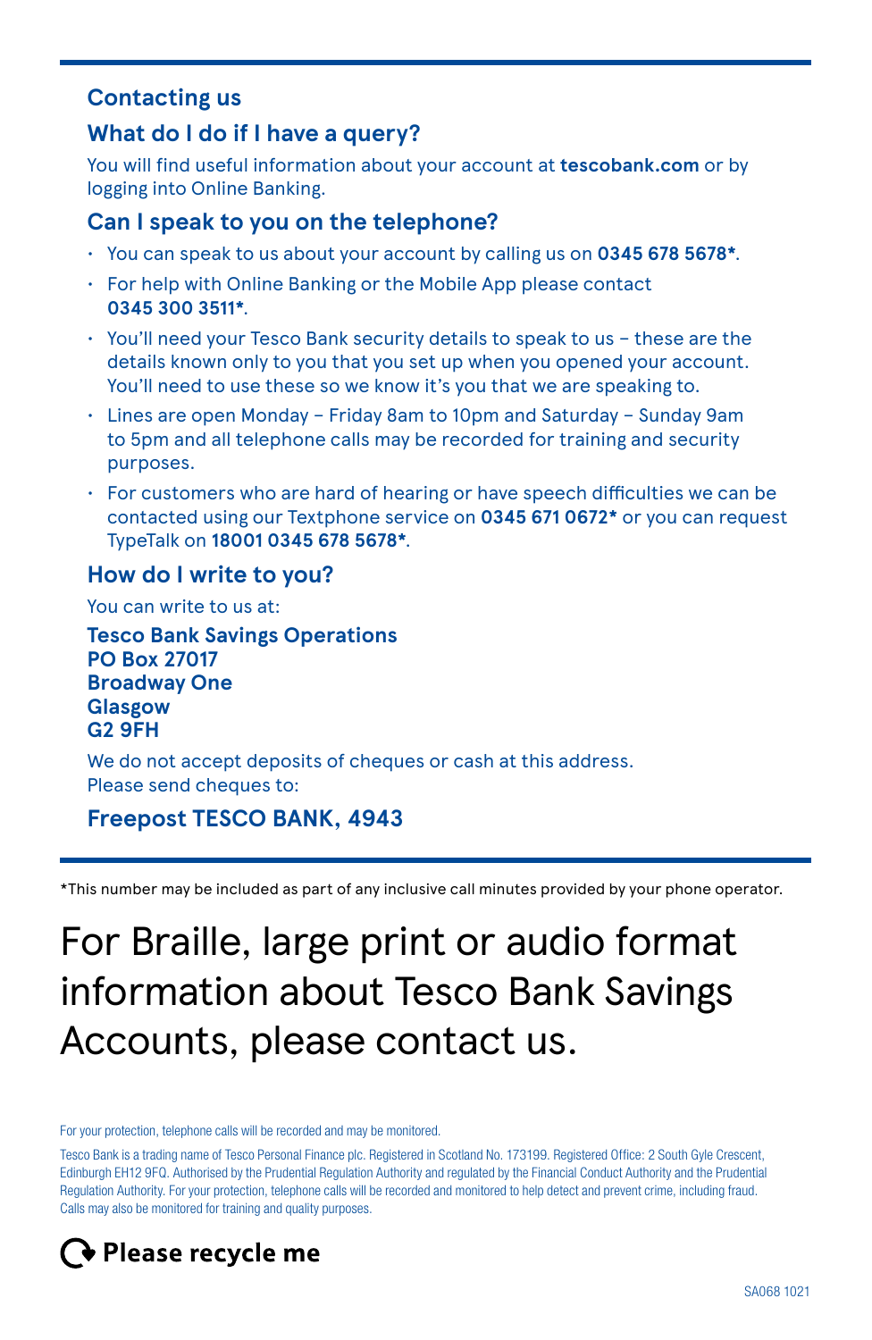## Contacting us

### What do I do if I have a query?

You will find useful information about your account at **tescobank.com** or by logging into Online Banking.

### Can I speak to you on the telephone?

- You can speak to us about your account by calling us on **0345 678 5678***.
- For help with Online Banking or the Mobile App please contact **0345 300 3511***.
- You'll need your Tesco Bank security details to speak to us – these are the details known only to you that you set up when you opened your account. You'll need to use these so we know it's you that we are speaking to.
- Lines are open Monday – Friday 8am to 10pm and Saturday – Sunday 9am to 5pm and all telephone calls may be recorded for training and security purposes.
- For customers who are hard of hearing or have speech difficulties we can be contacted using our Textphone service on **0345 671 0672*** or you can request TypeTalk on **18001 0345 678 5678***.

### How do I write to you?

You can write to us at:

**Tesco Bank Savings Operations**
**PO Box 27017**
**Broadway One**
**Glasgow**
**G2 9FH**

We do not accept deposits of cheques or cash at this address.
Please send cheques to:

**Freepost TESCO BANK, 4943**

*This number may be included as part of any inclusive call minutes provided by your phone operator.

For Braille, large print or audio format information about Tesco Bank Savings Accounts, please contact us.

For your protection, telephone calls will be recorded and may be monitored.

Tesco Bank is a trading name of Tesco Personal Finance plc. Registered in Scotland No. 173199. Registered Office: 2 South Gyle Crescent, Edinburgh EH12 9FQ. Authorised by the Prudential Regulation Authority and regulated by the Financial Conduct Authority and the Prudential Regulation Authority. For your protection, telephone calls will be recorded and monitored to help detect and prevent crime, including fraud. Calls may also be monitored for training and quality purposes.

**Please recycle me**

SA068 1021